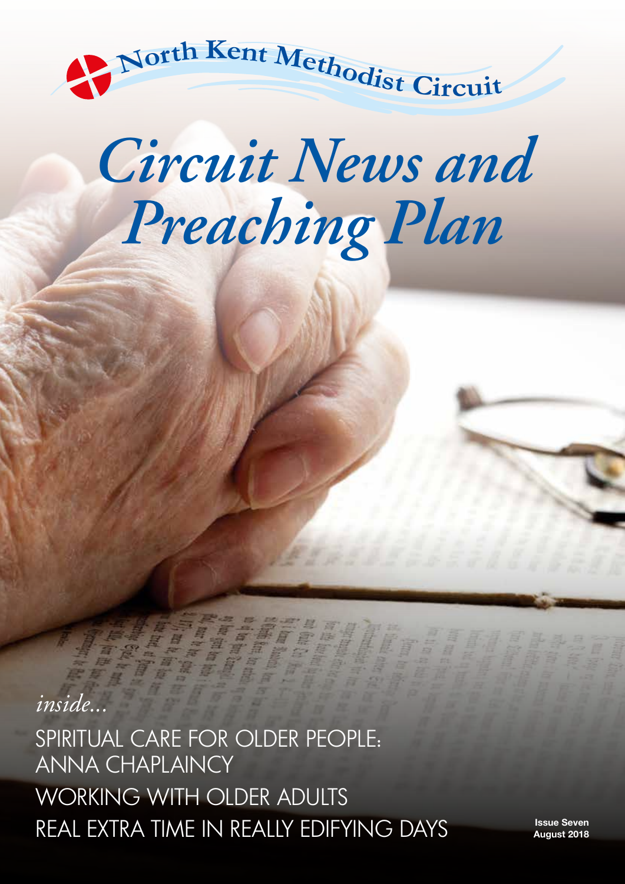North Kent Methodist Circuit

# *Circuit News and Preaching Plan*

*inside...*

SPIRITUAL CARE FOR OLDER PEOPLE: ANNA CHAPLAINCY

WORKING WITH OLDER ADULTS

REAL EXTRA TIME IN REALLY EDIFYING DAYS

**Issue Seven**
**August 2018**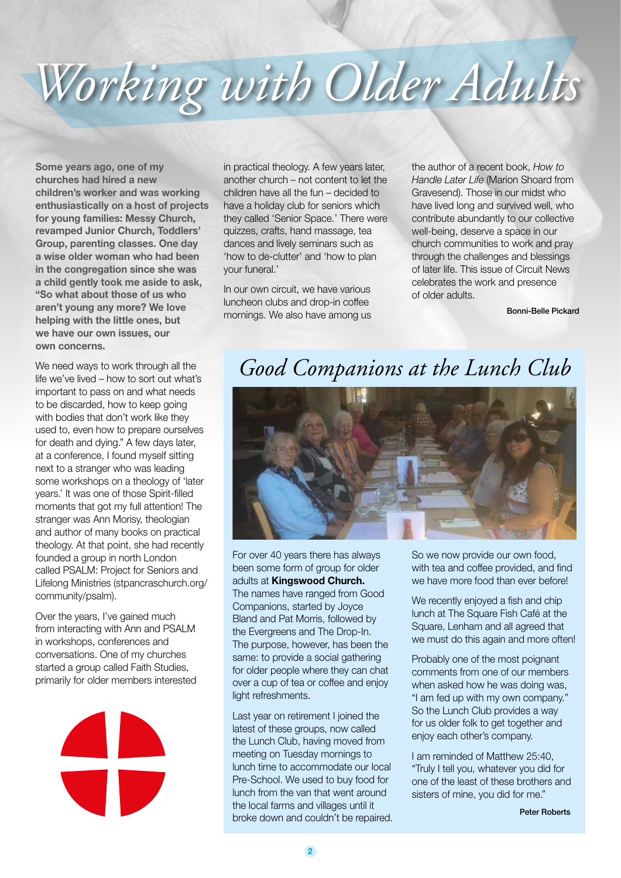# Working with Older Adults

**Some years ago, one of my churches had hired a new children's worker and was working enthusiastically on a host of projects for young families: Messy Church, revamped Junior Church, Toddlers' Group, parenting classes. One day a wise older woman who had been in the congregation since she was a child gently took me aside to ask, "So what about those of us who aren't young any more? We love helping with the little ones, but we have our own issues, our own concerns.**

We need ways to work through all the life we've lived – how to sort out what's important to pass on and what needs to be discarded, how to keep going with bodies that don't work like they used to, even how to prepare ourselves for death and dying." A few days later, at a conference, I found myself sitting next to a stranger who was leading some workshops on a theology of 'later years.' It was one of those Spirit-filled moments that got my full attention! The stranger was Ann Morisy, theologian and author of many books on practical theology. At that point, she had recently founded a group in north London called PSALM: Project for Seniors and Lifelong Ministries (stpancraschurch.org/community/psalm).

Over the years, I've gained much from interacting with Ann and PSALM in workshops, conferences and conversations. One of my churches started a group called Faith Studies, primarily for older members interested in practical theology. A few years later, another church – not content to let the children have all the fun – decided to have a holiday club for seniors which they called 'Senior Space.' There were quizzes, crafts, hand massage, tea dances and lively seminars such as 'how to de-clutter' and 'how to plan your funeral.'

In our own circuit, we have various luncheon clubs and drop-in coffee mornings. We also have among us the author of a recent book, *How to Handle Later Life* (Marion Shoard from Gravesend). Those in our midst who have lived long and survived well, who contribute abundantly to our collective well-being, deserve a space in our church communities to work and pray through the challenges and blessings of later life. This issue of Circuit News celebrates the work and presence of older adults.

**Bonni-Belle Pickard**

## Good Companions at the Lunch Club

For over 40 years there has always been some form of group for older adults at **Kingswood Church.** The names have ranged from Good Companions, started by Joyce Bland and Pat Morris, followed by the Evergreens and The Drop-In. The purpose, however, has been the same: to provide a social gathering for older people where they can chat over a cup of tea or coffee and enjoy light refreshments.

Last year on retirement I joined the latest of these groups, now called the Lunch Club, having moved from meeting on Tuesday mornings to lunch time to accommodate our local Pre-School. We used to buy food for lunch from the van that went around the local farms and villages until it broke down and couldn't be repaired. So we now provide our own food, with tea and coffee provided, and find we have more food than ever before!

We recently enjoyed a fish and chip lunch at The Square Fish Café at the Square, Lenham and all agreed that we must do this again and more often!

Probably one of the most poignant comments from one of our members when asked how he was doing was, "I am fed up with my own company." So the Lunch Club provides a way for us older folk to get together and enjoy each other's company.

I am reminded of Matthew 25:40, "Truly I tell you, whatever you did for one of the least of these brothers and sisters of mine, you did for me."

**Peter Roberts**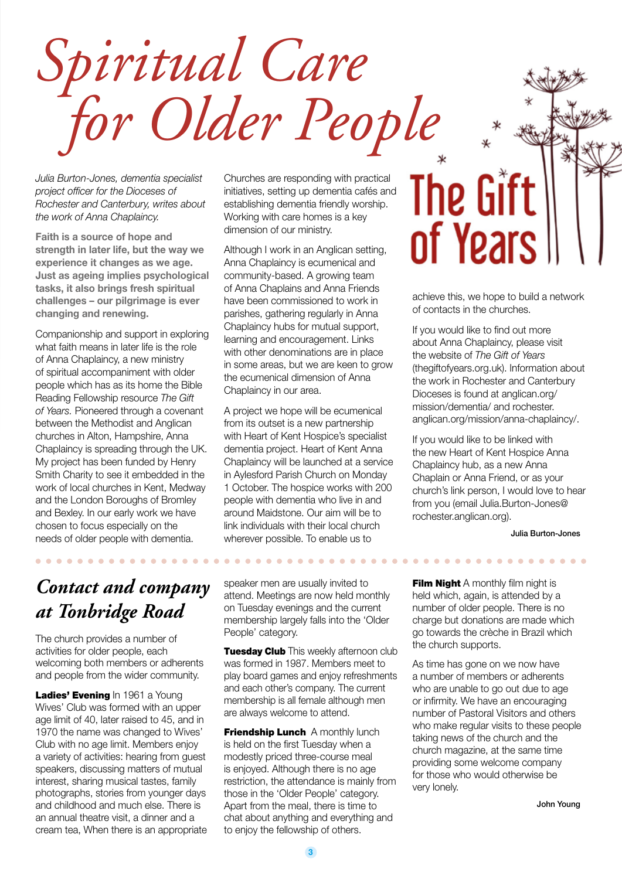# Spiritual Care for Older People

*Julia Burton-Jones, dementia specialist project officer for the Dioceses of Rochester and Canterbury, writes about the work of Anna Chaplaincy.*

**Faith is a source of hope and strength in later life, but the way we experience it changes as we age. Just as ageing implies psychological tasks, it also brings fresh spiritual challenges – our pilgrimage is ever changing and renewing.**

Companionship and support in exploring what faith means in later life is the role of Anna Chaplaincy, a new ministry of spiritual accompaniment with older people which has as its home the Bible Reading Fellowship resource *The Gift of Years*. Pioneered through a covenant between the Methodist and Anglican churches in Alton, Hampshire, Anna Chaplaincy is spreading through the UK. My project has been funded by Henry Smith Charity to see it embedded in the work of local churches in Kent, Medway and the London Boroughs of Bromley and Bexley. In our early work we have chosen to focus especially on the needs of older people with dementia.

Churches are responding with practical initiatives, setting up dementia cafés and establishing dementia friendly worship. Working with care homes is a key dimension of our ministry.

Although I work in an Anglican setting, Anna Chaplaincy is ecumenical and community-based. A growing team of Anna Chaplains and Anna Friends have been commissioned to work in parishes, gathering regularly in Anna Chaplaincy hubs for mutual support, learning and encouragement. Links with other denominations are in place in some areas, but we are keen to grow the ecumenical dimension of Anna Chaplaincy in our area.

A project we hope will be ecumenical from its outset is a new partnership with Heart of Kent Hospice's specialist dementia project. Heart of Kent Anna Chaplaincy will be launched at a service in Aylesford Parish Church on Monday 1 October. The hospice works with 200 people with dementia who live in and around Maidstone. Our aim will be to link individuals with their local church wherever possible. To enable us to achieve this, we hope to build a network of contacts in the churches.

## The Gift of Years

If you would like to find out more about Anna Chaplaincy, please visit the website of *The Gift of Years* (thegiftofyears.org.uk). Information about the work in Rochester and Canterbury Dioceses is found at anglican.org/mission/dementia/ and rochester.anglican.org/mission/anna-chaplaincy/.

If you would like to be linked with the new Heart of Kent Hospice Anna Chaplaincy hub, as a new Anna Chaplain or Anna Friend, or as your church's link person, I would love to hear from you (email Julia.Burton-Jones@rochester.anglican.org).

**Julia Burton-Jones**

## Contact and company at Tonbridge Road

The church provides a number of activities for older people, each welcoming both members or adherents and people from the wider community.

**Ladies' Evening** In 1961 a Young Wives' Club was formed with an upper age limit of 40, later raised to 45, and in 1970 the name was changed to Wives' Club with no age limit. Members enjoy a variety of activities: hearing from guest speakers, discussing matters of mutual interest, sharing musical tastes, family photographs, stories from younger days and childhood and much else. There is an annual theatre visit, a dinner and a cream tea, When there is an appropriate speaker men are usually invited to attend. Meetings are now held monthly on Tuesday evenings and the current membership largely falls into the 'Older People' category.

**Tuesday Club** This weekly afternoon club was formed in 1987. Members meet to play board games and enjoy refreshments and each other's company. The current membership is all female although men are always welcome to attend.

**Friendship Lunch** A monthly lunch is held on the first Tuesday when a modestly priced three-course meal is enjoyed. Although there is no age restriction, the attendance is mainly from those in the 'Older People' category. Apart from the meal, there is time to chat about anything and everything and to enjoy the fellowship of others.

**Film Night** A monthly film night is held which, again, is attended by a number of older people. There is no charge but donations are made which go towards the crèche in Brazil which the church supports.

As time has gone on we now have a number of members or adherents who are unable to go out due to age or infirmity. We have an encouraging number of Pastoral Visitors and others who make regular visits to these people taking news of the church and the church magazine, at the same time providing some welcome company for those who would otherwise be very lonely.

**John Young**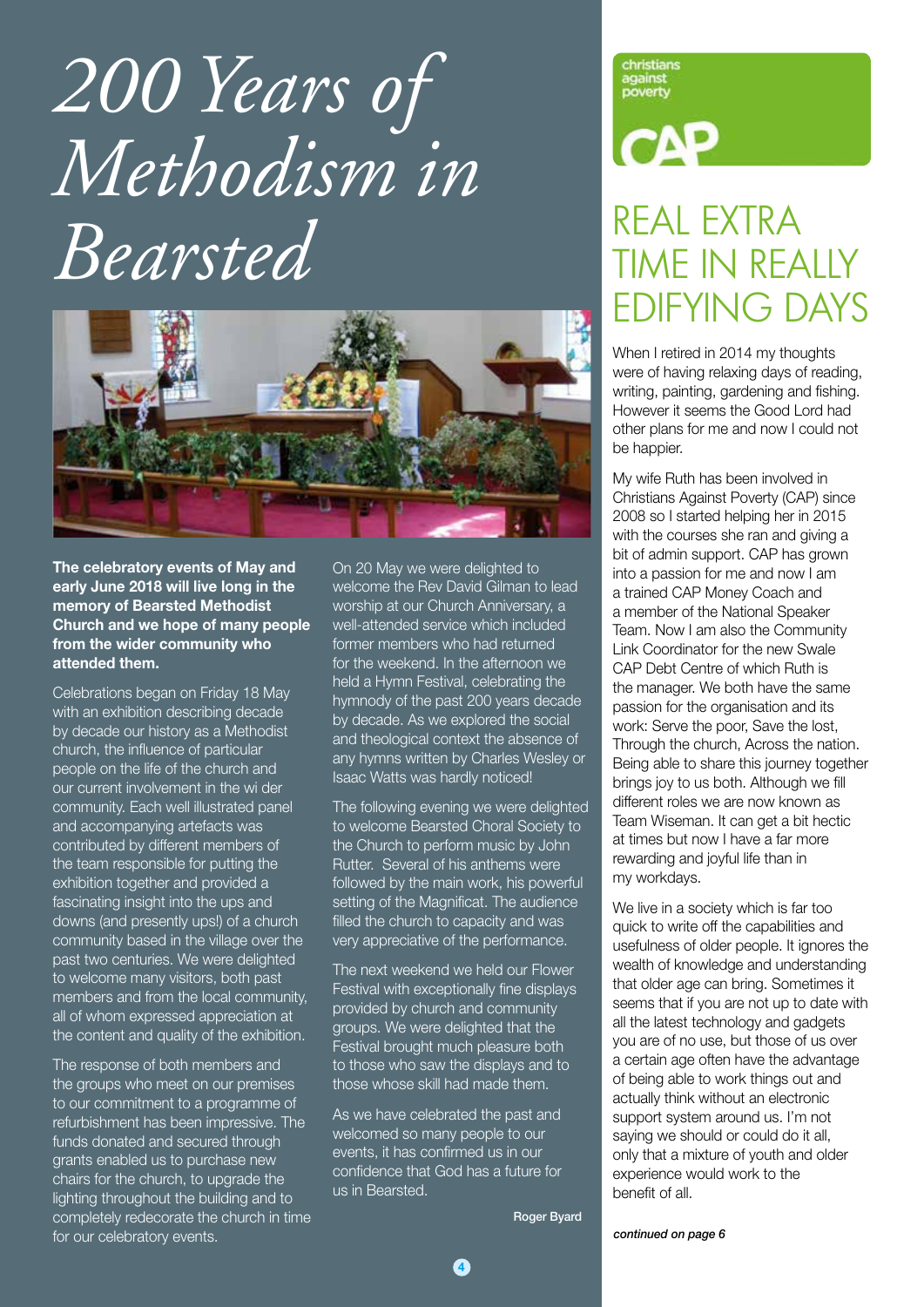# *200 Years of Methodism in Bearsted*

**The celebratory events of May and early June 2018 will live long in the memory of Bearsted Methodist Church and we hope of many people from the wider community who attended them.**

Celebrations began on Friday 18 May with an exhibition describing decade by decade our history as a Methodist church, the influence of particular people on the life of the church and our current involvement in the wi der community. Each well illustrated panel and accompanying artefacts was contributed by different members of the team responsible for putting the exhibition together and provided a fascinating insight into the ups and downs (and presently ups!) of a church community based in the village over the past two centuries. We were delighted to welcome many visitors, both past members and from the local community, all of whom expressed appreciation at the content and quality of the exhibition.

The response of both members and the groups who meet on our premises to our commitment to a programme of refurbishment has been impressive. The funds donated and secured through grants enabled us to purchase new chairs for the church, to upgrade the lighting throughout the building and to completely redecorate the church in time for our celebratory events.

On 20 May we were delighted to welcome the Rev David Gilman to lead worship at our Church Anniversary, a well-attended service which included former members who had returned for the weekend. In the afternoon we held a Hymn Festival, celebrating the hymnody of the past 200 years decade by decade. As we explored the social and theological context the absence of any hymns written by Charles Wesley or Isaac Watts was hardly noticed!

The following evening we were delighted to welcome Bearsted Choral Society to the Church to perform music by John Rutter. Several of his anthems were followed by the main work, his powerful setting of the Magnificat. The audience filled the church to capacity and was very appreciative of the performance.

The next weekend we held our Flower Festival with exceptionally fine displays provided by church and community groups. We were delighted that the Festival brought much pleasure both to those who saw the displays and to those whose skill had made them.

As we have celebrated the past and welcomed so many people to our events, it has confirmed us in our confidence that God has a future for us in Bearsted.

**Roger Byard**

christians against poverty

CAP

# REAL EXTRA TIME IN REALLY EDIFYING DAYS

When I retired in 2014 my thoughts were of having relaxing days of reading, writing, painting, gardening and fishing. However it seems the Good Lord had other plans for me and now I could not be happier.

My wife Ruth has been involved in Christians Against Poverty (CAP) since 2008 so I started helping her in 2015 with the courses she ran and giving a bit of admin support. CAP has grown into a passion for me and now I am a trained CAP Money Coach and a member of the National Speaker Team. Now I am also the Community Link Coordinator for the new Swale CAP Debt Centre of which Ruth is the manager. We both have the same passion for the organisation and its work: Serve the poor, Save the lost, Through the church, Across the nation. Being able to share this journey together brings joy to us both. Although we fill different roles we are now known as Team Wiseman. It can get a bit hectic at times but now I have a far more rewarding and joyful life than in my workdays.

We live in a society which is far too quick to write off the capabilities and usefulness of older people. It ignores the wealth of knowledge and understanding that older age can bring. Sometimes it seems that if you are not up to date with all the latest technology and gadgets you are of no use, but those of us over a certain age often have the advantage of being able to work things out and actually think without an electronic support system around us. I'm not saying we should or could do it all, only that a mixture of youth and older experience would work to the benefit of all.

*continued on page 6*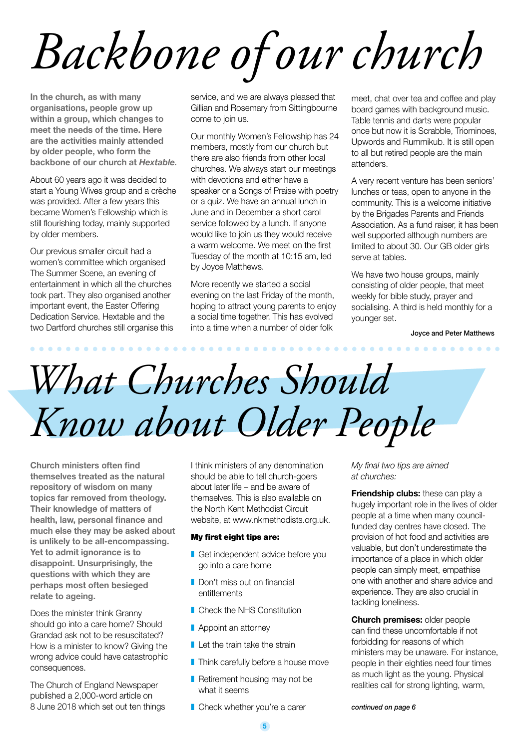# Backbone of our church

**In the church, as with many organisations, people grow up within a group, which changes to meet the needs of the time. Here are the activities mainly attended by older people, who form the backbone of our church at *Hextable.***

About 60 years ago it was decided to start a Young Wives group and a crèche was provided. After a few years this became Women's Fellowship which is still flourishing today, mainly supported by older members.

Our previous smaller circuit had a women's committee which organised The Summer Scene, an evening of entertainment in which all the churches took part. They also organised another important event, the Easter Offering Dedication Service. Hextable and the two Dartford churches still organise this service, and we are always pleased that Gillian and Rosemary from Sittingbourne come to join us.

Our monthly Women's Fellowship has 24 members, mostly from our church but there are also friends from other local churches. We always start our meetings with devotions and either have a speaker or a Songs of Praise with poetry or a quiz. We have an annual lunch in June and in December a short carol service followed by a lunch. If anyone would like to join us they would receive a warm welcome. We meet on the first Tuesday of the month at 10:15 am, led by Joyce Matthews.

More recently we started a social evening on the last Friday of the month, hoping to attract young parents to enjoy a social time together. This has evolved into a time when a number of older folk meet, chat over tea and coffee and play board games with background music. Table tennis and darts were popular once but now it is Scrabble, Triominoes, Upwords and Rummikub. It is still open to all but retired people are the main attenders.

A very recent venture has been seniors' lunches or teas, open to anyone in the community. This is a welcome initiative by the Brigades Parents and Friends Association. As a fund raiser, it has been well supported although numbers are limited to about 30. Our GB older girls serve at tables.

We have two house groups, mainly consisting of older people, that meet weekly for bible study, prayer and socialising. A third is held monthly for a younger set.

**Joyce and Peter Matthews**

# What Churches Should Know about Older People

**Church ministers often find themselves treated as the natural repository of wisdom on many topics far removed from theology. Their knowledge of matters of health, law, personal finance and much else they may be asked about is unlikely to be all-encompassing. Yet to admit ignorance is to disappoint. Unsurprisingly, the questions with which they are perhaps most often besieged relate to ageing.**

Does the minister think Granny should go into a care home? Should Grandad ask not to be resuscitated? How is a minister to know? Giving the wrong advice could have catastrophic consequences.

The Church of England Newspaper published a 2,000-word article on 8 June 2018 which set out ten things I think ministers of any denomination should be able to tell church-goers about later life – and be aware of themselves. This is also available on the North Kent Methodist Circuit website, at www.nkmethodists.org.uk.

**My first eight tips are:**

- Get independent advice before you go into a care home
- Don't miss out on financial entitlements
- Check the NHS Constitution
- Appoint an attorney
- Let the train take the strain
- Think carefully before a house move
- Retirement housing may not be what it seems
- Check whether you're a carer

*My final two tips are aimed at churches:*

**Friendship clubs:** these can play a hugely important role in the lives of older people at a time when many council-funded day centres have closed. The provision of hot food and activities are valuable, but don't underestimate the importance of a place in which older people can simply meet, empathise one with another and share advice and experience. They are also crucial in tackling loneliness.

**Church premises:** older people can find these uncomfortable if not forbidding for reasons of which ministers may be unaware. For instance, people in their eighties need four times as much light as the young. Physical realities call for strong lighting, warm,

***continued on page 6***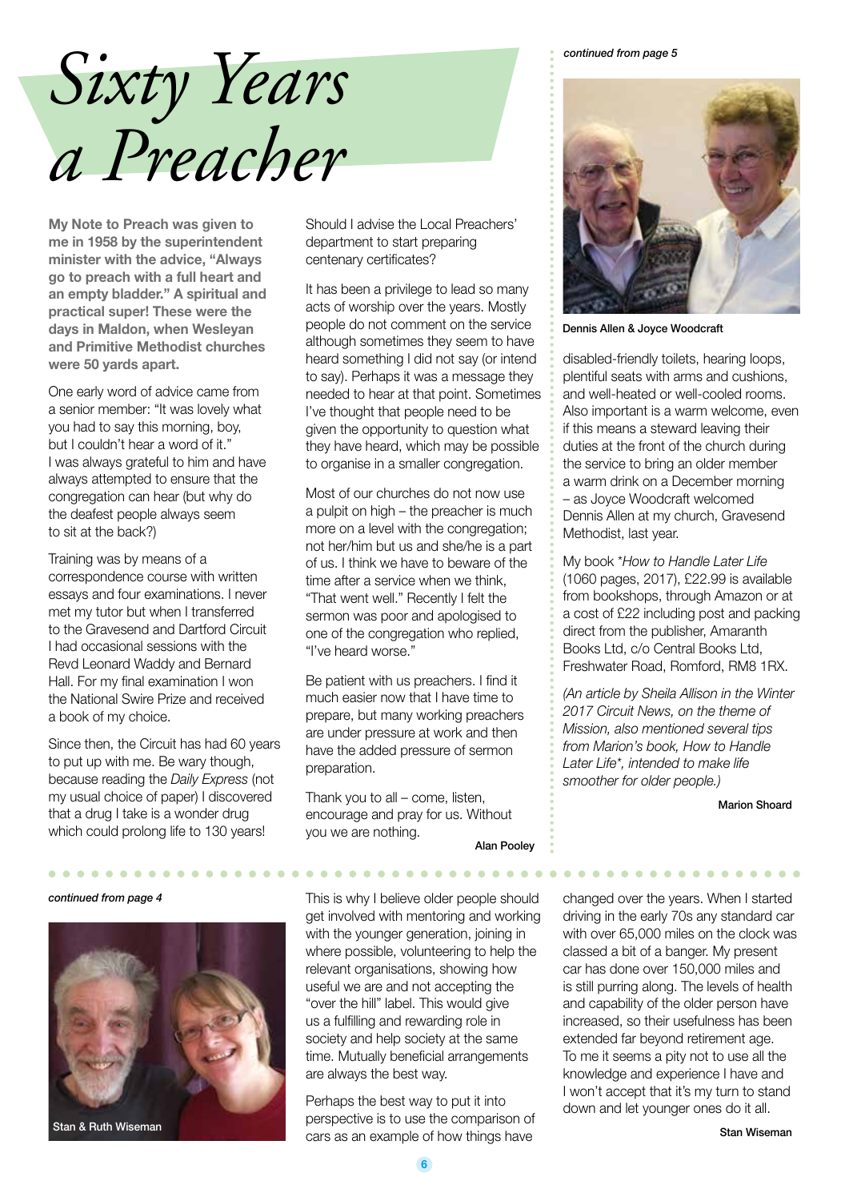# Sixty Years a Preacher

**My Note to Preach was given to me in 1958 by the superintendent minister with the advice, "Always go to preach with a full heart and an empty bladder." A spiritual and practical super! These were the days in Maldon, when Wesleyan and Primitive Methodist churches were 50 yards apart.**

One early word of advice came from a senior member: "It was lovely what you had to say this morning, boy, but I couldn't hear a word of it." I was always grateful to him and have always attempted to ensure that the congregation can hear (but why do the deafest people always seem to sit at the back?)

Training was by means of a correspondence course with written essays and four examinations. I never met my tutor but when I transferred to the Gravesend and Dartford Circuit I had occasional sessions with the Revd Leonard Waddy and Bernard Hall. For my final examination I won the National Swire Prize and received a book of my choice.

Since then, the Circuit has had 60 years to put up with me. Be wary though, because reading the *Daily Express* (not my usual choice of paper) I discovered that a drug I take is a wonder drug which could prolong life to 130 years!

Should I advise the Local Preachers' department to start preparing centenary certificates?

It has been a privilege to lead so many acts of worship over the years. Mostly people do not comment on the service although sometimes they seem to have heard something I did not say (or intend to say). Perhaps it was a message they needed to hear at that point. Sometimes I've thought that people need to be given the opportunity to question what they have heard, which may be possible to organise in a smaller congregation.

Most of our churches do not now use a pulpit on high – the preacher is much more on a level with the congregation; not her/him but us and she/he is a part of us. I think we have to beware of the time after a service when we think, "That went well." Recently I felt the sermon was poor and apologised to one of the congregation who replied, "I've heard worse."

Be patient with us preachers. I find it much easier now that I have time to prepare, but many working preachers are under pressure at work and then have the added pressure of sermon preparation.

Thank you to all – come, listen, encourage and pray for us. Without you we are nothing.

Alan Pooley

*continued from page 5*

Dennis Allen & Joyce Woodcraft

disabled-friendly toilets, hearing loops, plentiful seats with arms and cushions, and well-heated or well-cooled rooms. Also important is a warm welcome, even if this means a steward leaving their duties at the front of the church during the service to bring an older member a warm drink on a December morning – as Joyce Woodcraft welcomed Dennis Allen at my church, Gravesend Methodist, last year.

My book \**How to Handle Later Life* (1060 pages, 2017), £22.99 is available from bookshops, through Amazon or at a cost of £22 including post and packing direct from the publisher, Amaranth Books Ltd, c/o Central Books Ltd, Freshwater Road, Romford, RM8 1RX.

*(An article by Sheila Allison in the Winter 2017 Circuit News, on the theme of Mission, also mentioned several tips from Marion's book, How to Handle Later Life\*, intended to make life smoother for older people.)*

Marion Shoard

*continued from page 4*

Stan & Ruth Wiseman

This is why I believe older people should get involved with mentoring and working with the younger generation, joining in where possible, volunteering to help the relevant organisations, showing how useful we are and not accepting the "over the hill" label. This would give us a fulfilling and rewarding role in society and help society at the same time. Mutually beneficial arrangements are always the best way.

Perhaps the best way to put it into perspective is to use the comparison of cars as an example of how things have changed over the years. When I started driving in the early 70s any standard car with over 65,000 miles on the clock was classed a bit of a banger. My present car has done over 150,000 miles and is still purring along. The levels of health and capability of the older person have increased, so their usefulness has been extended far beyond retirement age. To me it seems a pity not to use all the knowledge and experience I have and I won't accept that it's my turn to stand down and let younger ones do it all.

Stan Wiseman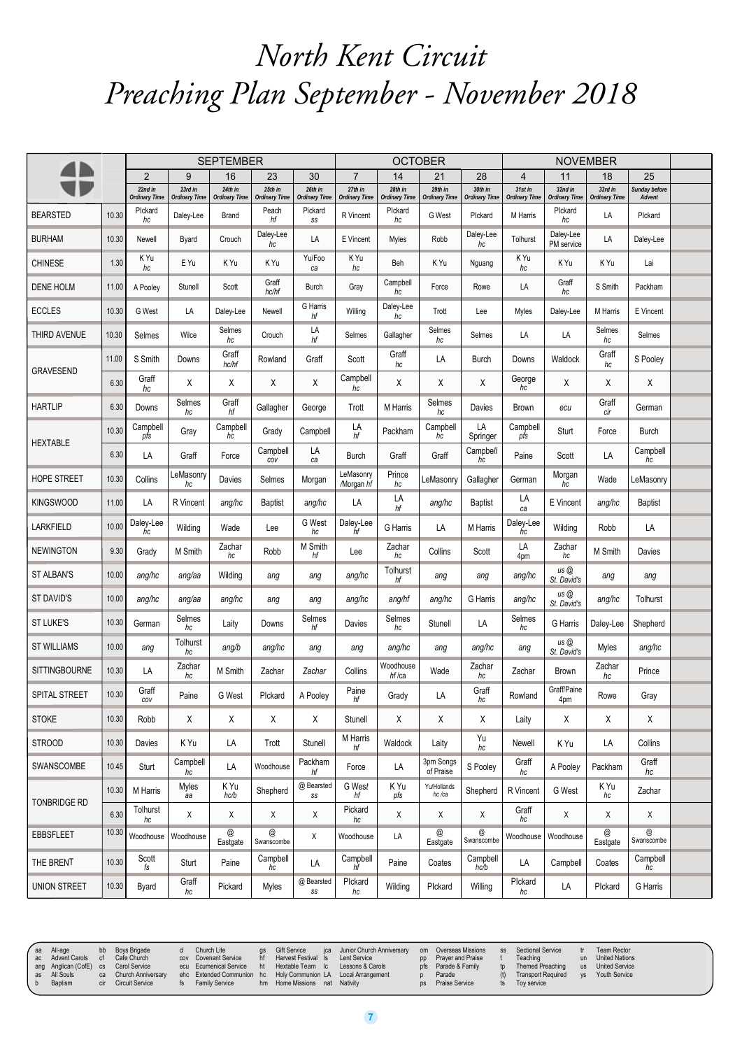# North Kent Circuit
# Preaching Plan September - November 2018

| | | SEPTEMBER | | | | | OCTOBER | | | | NOVEMBER | | | | |
|---|---|---|---|---|---|---|---|---|---|---|---|---|---|---|---|
| | | 2 | 9 | 16 | 23 | 30 | 7 | 14 | 21 | 28 | 4 | 11 | 18 | 25 | |
| | | 22nd in Ordinary Time | 23rd in Ordinary Time | 24th in Ordinary Time | 25th in Ordinary Time | 26th in Ordinary Time | 27th in Ordinary Time | 28th in Ordinary Time | 29th in Ordinary Time | 30th in Ordinary Time | 31st in Ordinary Time | 32nd in Ordinary Time | 33rd in Ordinary Time | Sunday before Advent | |
| BEARSTED | 10.30 | Plckard hc | Daley-Lee | Brand | Peach hf | Pickard ss | R Vincent | Plckard hc | G West | Plckard | M Harris | Plckard hc | LA | Plckard | |
| BURHAM | 10.30 | Newell | Byard | Crouch | Daley-Lee hc | LA | E Vincent | Myles | Robb | Daley-Lee hc | Tolhurst | Daley-Lee PM service | LA | Daley-Lee | |
| CHINESE | 1.30 | K Yu hc | E Yu | K Yu | K Yu | Yu/Foo ca | K Yu hc | Beh | K Yu | Nguang | K Yu hc | K Yu | K Yu | Lai | |
| DENE HOLM | 11.00 | A Pooley | Stunell | Scott | Graff hc/hf | Burch | Gray | Campbell hc | Force | Rowe | LA | Graff hc | S Smith | Packham | |
| ECCLES | 10.30 | G West | LA | Daley-Lee | Newell | G Harris hf | Willing | Daley-Lee hc | Trott | Lee | Myles | Daley-Lee | M Harris | E Vincent | |
| THIRD AVENUE | 10.30 | Selmes | Wilce | Selmes hc | Crouch | LA hf | Selmes | Gallagher | Selmes hc | Selmes | LA | LA | Selmes hc | Selmes | |
| GRAVESEND | 11.00 | S Smith | Downs | Graff hc/hf | Rowland | Graff | Scott | Graff hc | LA | Burch | Downs | Waldock | Graff hc | S Pooley | |
| | 6.30 | Graff hc | X | X | X | X | Campbell hc | X | X | X | George hc | X | X | X | |
| HARTLIP | 6.30 | Downs | Selmes hc | Graff hf | Gallagher | George | Trott | M Harris | Selmes hc | Davies | Brown | ecu | Graff cir | German | |
| HEXTABLE | 10.30 | Campbell pfs | Gray | Campbell hc | Grady | Campbell | LA hf | Packham | Campbell hc | LA Springer | Campbell pfs | Sturt | Force | Burch | |
| | 6.30 | LA | Graff | Force | Campbell cov | LA ca | Burch | Graff | Graff | Campbell hc | Paine | Scott | LA | Campbell hc | |
| HOPE STREET | 10.30 | Collins | LeMasonry hc | Davies | Selmes | Morgan | LeMasonry /Morgan hf | Prince hc | LeMasonry | Gallagher | German | Morgan hc | Wade | LeMasonry | |
| KINGSWOOD | 11.00 | LA | R Vincent | ang/hc | Baptist | ang/hc | LA | LA hf | ang/hc | Baptist | LA ca | E Vincent | ang/hc | Baptist | |
| LARKFIELD | 10.00 | Daley-Lee hc | Wilding | Wade | Lee | G West hc | Daley-Lee hf | G Harris | LA | M Harris | Daley-Lee hc | Wilding | Robb | LA | |
| NEWINGTON | 9.30 | Grady | M Smith | Zachar hc | Robb | M Smith hf | Lee | Zachar hc | Collins | Scott | LA 4pm | Zachar hc | M Smith | Davies | |
| ST ALBAN'S | 10.00 | ang/hc | ang/aa | Wilding | ang | ang | ang/hc | Tolhurst hf | ang | ang | ang/hc | us @ St. David's | ang | ang | |
| ST DAVID'S | 10.00 | ang/hc | ang/aa | ang/hc | ang | ang | ang/hc | ang/hf | ang/hc | G Harris | ang/hc | us @ St. David's | ang/hc | Tolhurst | |
| ST LUKE'S | 10.30 | German | Selmes hc | Laity | Downs | Selmes hf | Davies | Selmes hc | Stunell | LA | Selmes hc | G Harris | Daley-Lee | Shepherd | |
| ST WILLIAMS | 10.00 | ang | Tolhurst hc | ang/b | ang/hc | ang | ang | ang/hc | ang | ang/hc | ang | us @ St. David's | Myles | ang/hc | |
| SITTINGBOURNE | 10.30 | LA | Zachar hc | M Smith | Zachar | Zachar | Collins | Woodhouse hf /ca | Wade | Zachar hc | Zachar | Brown | Zachar hc | Prince | |
| SPITAL STREET | 10.30 | Graff cov | Paine | G West | Plckard | A Pooley | Paine hf | Grady | LA | Graff hc | Rowland | Graff/Paine 4pm | Rowe | Gray | |
| STOKE | 10.30 | Robb | X | X | X | X | Stunell | X | X | X | Laity | X | X | X | |
| STROOD | 10.30 | Davies | K Yu | LA | Trott | Stunell | M Harris hf | Waldock | Laity | Yu hc | Newell | K Yu | LA | Collins | |
| SWANSCOMBE | 10.45 | Sturt | Campbell hc | LA | Woodhouse | Packham hf | Force | LA | 3pm Songs of Praise | S Pooley | Graff hc | A Pooley | Packham | Graff hc | |
| TONBRIDGE RD | 10.30 | M Harris | Myles aa | K Yu hc/b | Shepherd | @ Bearsted ss | G West hf | K Yu pfs | Yu/Hollands hc /ca | Shepherd | R Vincent | G West | K Yu hc | Zachar | |
| | 6.30 | Tolhurst hc | X | X | X | X | Pickard hc | X | X | X | Graff hc | X | X | X | |
| EBBSFLEET | 10.30 | Woodhouse | Woodhouse | @ Eastgate | @ Swanscombe | X | Woodhouse | LA | @ Eastgate | @ Swanscombe | Woodhouse | Woodhouse | @ Eastgate | @ Swanscombe | |
| THE BRENT | 10.30 | Scott fs | Sturt | Paine | Campbell hc | LA | Campbell hf | Paine | Coates | Campbell hc/b | LA | Campbell | Coates | Campbell hc | |
| UNION STREET | 10.30 | Byard | Graff hc | Pickard | Myles | @ Bearsted ss | Plckard hc | Wilding | Plckard | Willing | Plckard hc | LA | Plckard | G Harris | |

aa All-age, ac Advent Carols, ang Anglican (CofE), as All Souls, b Baptism, bb Boys Brigade, cf Cafe Church, cs Carol Service, ca Church Anniversary, cir Circuit Service, cl Church Lite, cov Covenant Service, ecu Ecumenical Service, ehc Extended Communion, fs Family Service, gs Gift Service, hf Harvest Festival, ht Hextable Team, hc Holy Communion, hm Home Missions, jca Junior Church Anniversary, ls Lent Service, lc Lessons & Carols, LA Local Arrangement, nat Nativity, om Overseas Missions, pp Prayer and Praise, pfs Parade & Family, p Parade, ps Praise Service, ss Sectional Service, t Teaching, tp Themed Preaching, (t) Transport Required, ts Toy service, tr Team Rector, un United Nations, us United Service, ys Youth Service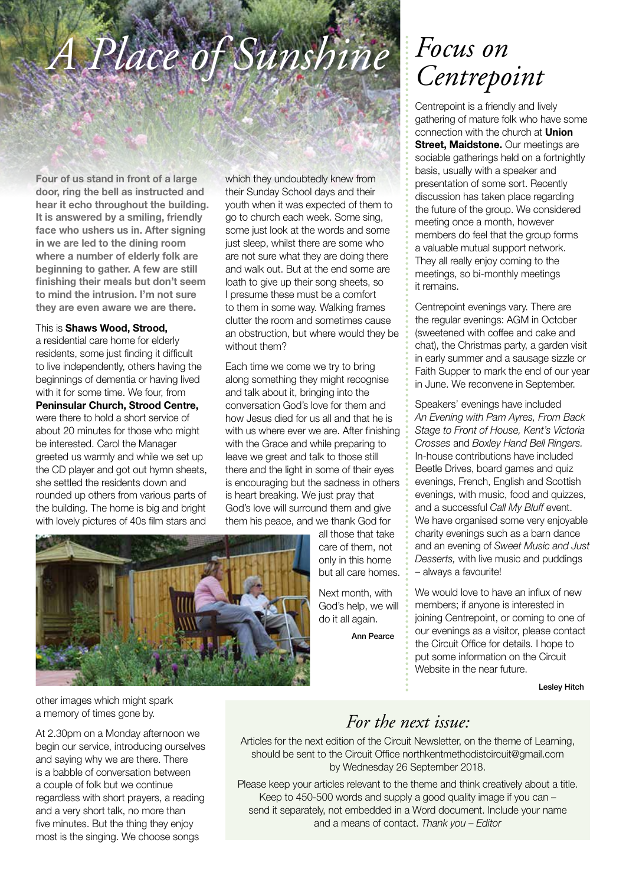# A Place of Sunshine

**Four of us stand in front of a large door, ring the bell as instructed and hear it echo throughout the building. It is answered by a smiling, friendly face who ushers us in. After signing in we are led to the dining room where a number of elderly folk are beginning to gather. A few are still finishing their meals but don't seem to mind the intrusion. I'm not sure they are even aware we are there.**

This is **Shaws Wood, Strood,** a residential care home for elderly residents, some just finding it difficult to live independently, others having the beginnings of dementia or having lived with it for some time. We four, from **Peninsular Church, Strood Centre,** were there to hold a short service of about 20 minutes for those who might be interested. Carol the Manager greeted us warmly and while we set up the CD player and got out hymn sheets, she settled the residents down and rounded up others from various parts of the building. The home is big and bright with lovely pictures of 40s film stars and other images which might spark a memory of times gone by.

At 2.30pm on a Monday afternoon we begin our service, introducing ourselves and saying why we are there. There is a babble of conversation between a couple of folk but we continue regardless with short prayers, a reading and a very short talk, no more than five minutes. But the thing they enjoy most is the singing. We choose songs which they undoubtedly knew from their Sunday School days and their youth when it was expected of them to go to church each week. Some sing, some just look at the words and some just sleep, whilst there are some who are not sure what they are doing there and walk out. But at the end some are loath to give up their song sheets, so I presume these must be a comfort to them in some way. Walking frames clutter the room and sometimes cause an obstruction, but where would they be without them?

Each time we come we try to bring along something they might recognise and talk about it, bringing into the conversation God's love for them and how Jesus died for us all and that he is with us where ever we are. After finishing with the Grace and while preparing to leave we greet and talk to those still there and the light in some of their eyes is encouraging but the sadness in others is heart breaking. We just pray that God's love will surround them and give them his peace, and we thank God for all those that take care of them, not only in this home but all care homes.

Next month, with God's help, we will do it all again.

Ann Pearce

# Focus on Centrepoint

Centrepoint is a friendly and lively gathering of mature folk who have some connection with the church at **Union Street, Maidstone.** Our meetings are sociable gatherings held on a fortnightly basis, usually with a speaker and presentation of some sort. Recently discussion has taken place regarding the future of the group. We considered meeting once a month, however members do feel that the group forms a valuable mutual support network. They all really enjoy coming to the meetings, so bi-monthly meetings it remains.

Centrepoint evenings vary. There are the regular evenings: AGM in October (sweetened with coffee and cake and chat), the Christmas party, a garden visit in early summer and a sausage sizzle or Faith Supper to mark the end of our year in June. We reconvene in September.

Speakers' evenings have included *An Evening with Pam Ayres, From Back Stage to Front of House, Kent's Victoria Crosses* and *Boxley Hand Bell Ringers*. In-house contributions have included Beetle Drives, board games and quiz evenings, French, English and Scottish evenings, with music, food and quizzes, and a successful *Call My Bluff* event. We have organised some very enjoyable charity evenings such as a barn dance and an evening of *Sweet Music and Just Desserts,* with live music and puddings – always a favourite!

We would love to have an influx of new members; if anyone is interested in joining Centrepoint, or coming to one of our evenings as a visitor, please contact the Circuit Office for details. I hope to put some information on the Circuit Website in the near future.

Lesley Hitch

## For the next issue:

Articles for the next edition of the Circuit Newsletter, on the theme of Learning, should be sent to the Circuit Office northkentmethodistcircuit@gmail.com by Wednesday 26 September 2018.

Please keep your articles relevant to the theme and think creatively about a title. Keep to 450-500 words and supply a good quality image if you can – send it separately, not embedded in a Word document. Include your name and a means of contact. *Thank you – Editor*